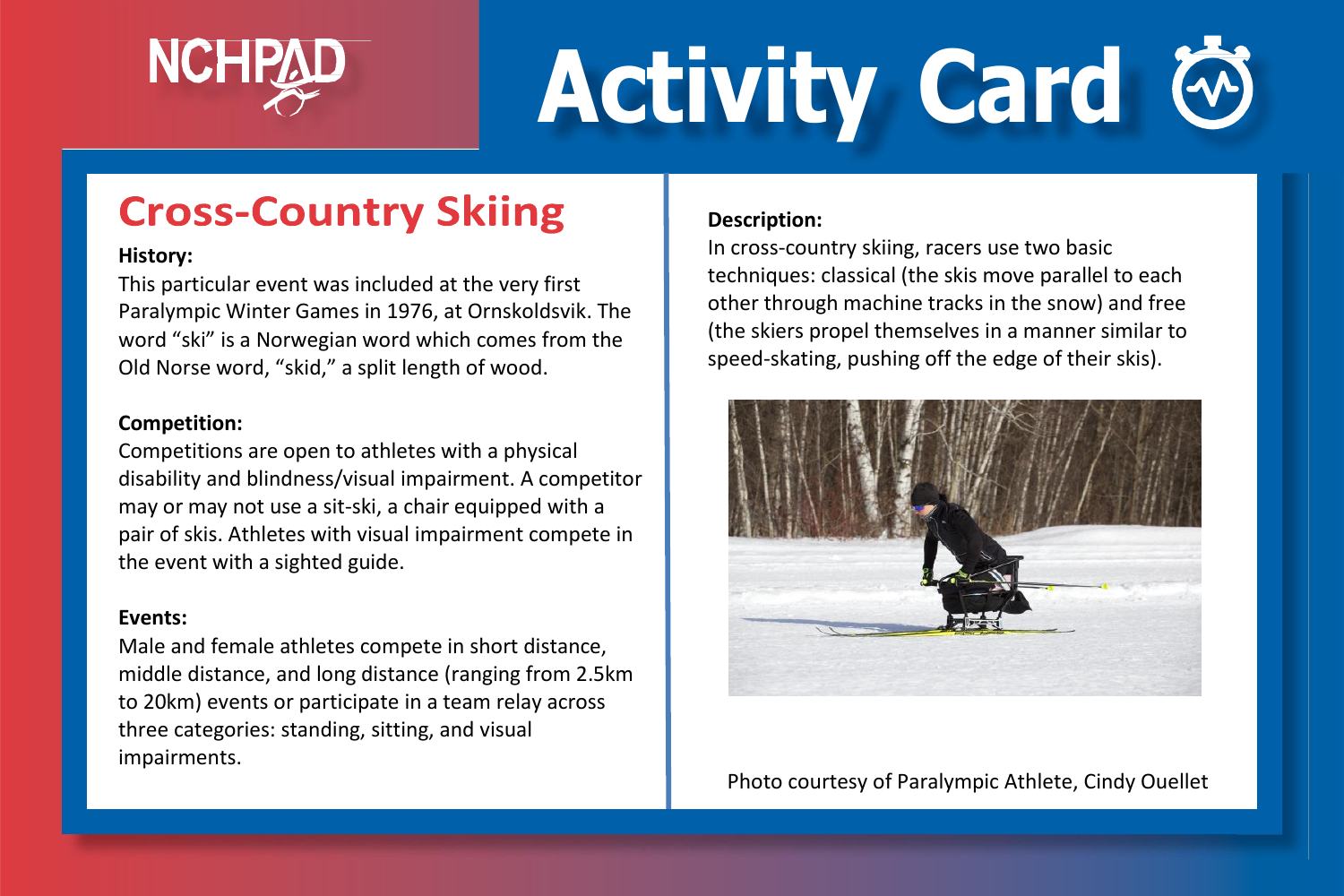NCHPAD

# Activity Card

## Cross-Country Skiing

**History:**
This particular event was included at the very first Paralympic Winter Games in 1976, at Ornskoldsvik. The word “ski” is a Norwegian word which comes from the Old Norse word, “skid,” a split length of wood.

**Competition:**
Competitions are open to athletes with a physical disability and blindness/visual impairment. A competitor may or may not use a sit-ski, a chair equipped with a pair of skis. Athletes with visual impairment compete in the event with a sighted guide.

**Events:**
Male and female athletes compete in short distance, middle distance, and long distance (ranging from 2.5km to 20km) events or participate in a team relay across three categories: standing, sitting, and visual impairments.

**Description:**
In cross-country skiing, racers use two basic techniques: classical (the skis move parallel to each other through machine tracks in the snow) and free (the skiers propel themselves in a manner similar to speed-skating, pushing off the edge of their skis).

Photo courtesy of Paralympic Athlete, Cindy Ouellet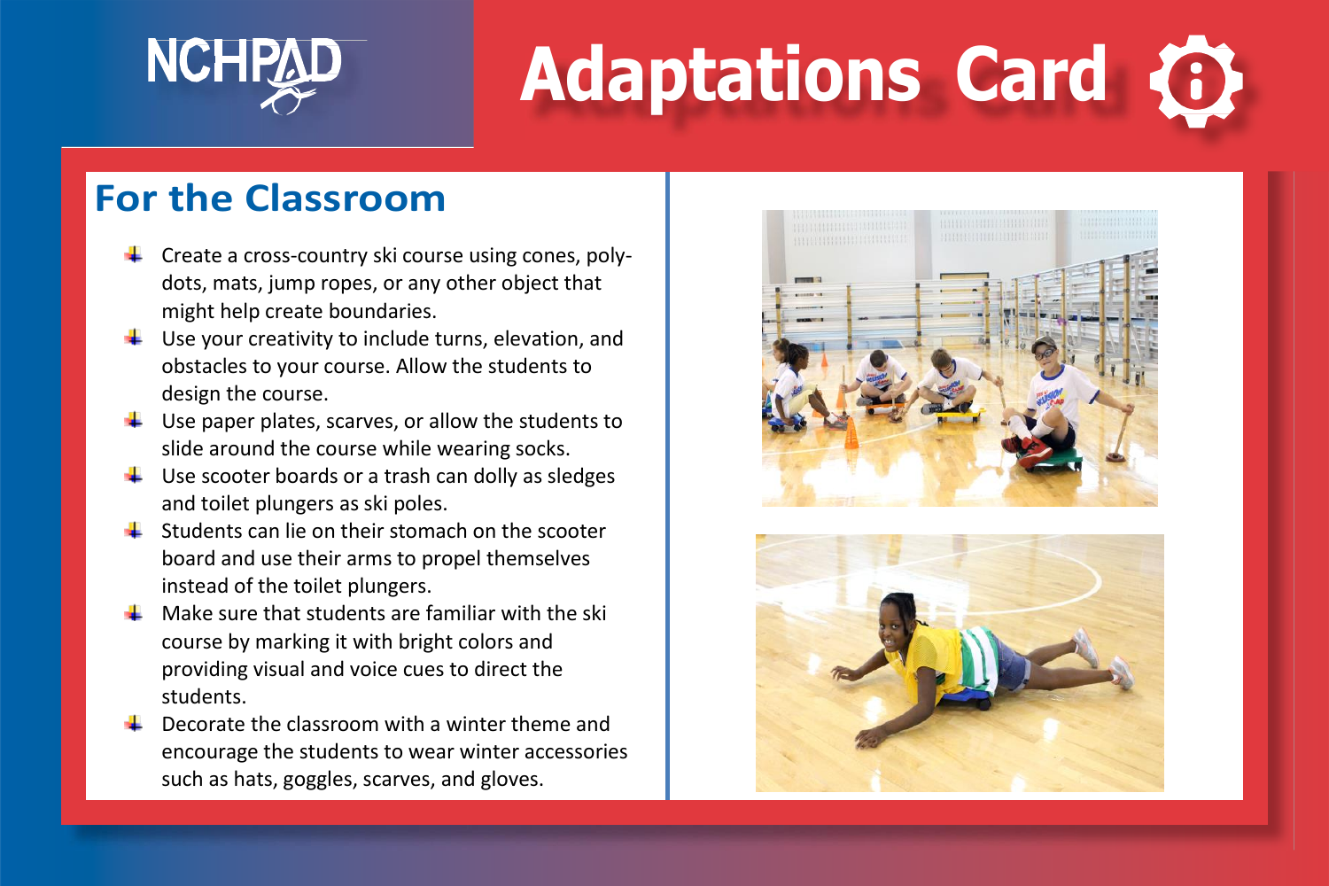# Adaptations Card

## For the Classroom

- Create a cross-country ski course using cones, poly-dots, mats, jump ropes, or any other object that might help create boundaries.
- Use your creativity to include turns, elevation, and obstacles to your course. Allow the students to design the course.
- Use paper plates, scarves, or allow the students to slide around the course while wearing socks.
- Use scooter boards or a trash can dolly as sledges and toilet plungers as ski poles.
- Students can lie on their stomach on the scooter board and use their arms to propel themselves instead of the toilet plungers.
- Make sure that students are familiar with the ski course by marking it with bright colors and providing visual and voice cues to direct the students.
- Decorate the classroom with a winter theme and encourage the students to wear winter accessories such as hats, goggles, scarves, and gloves.